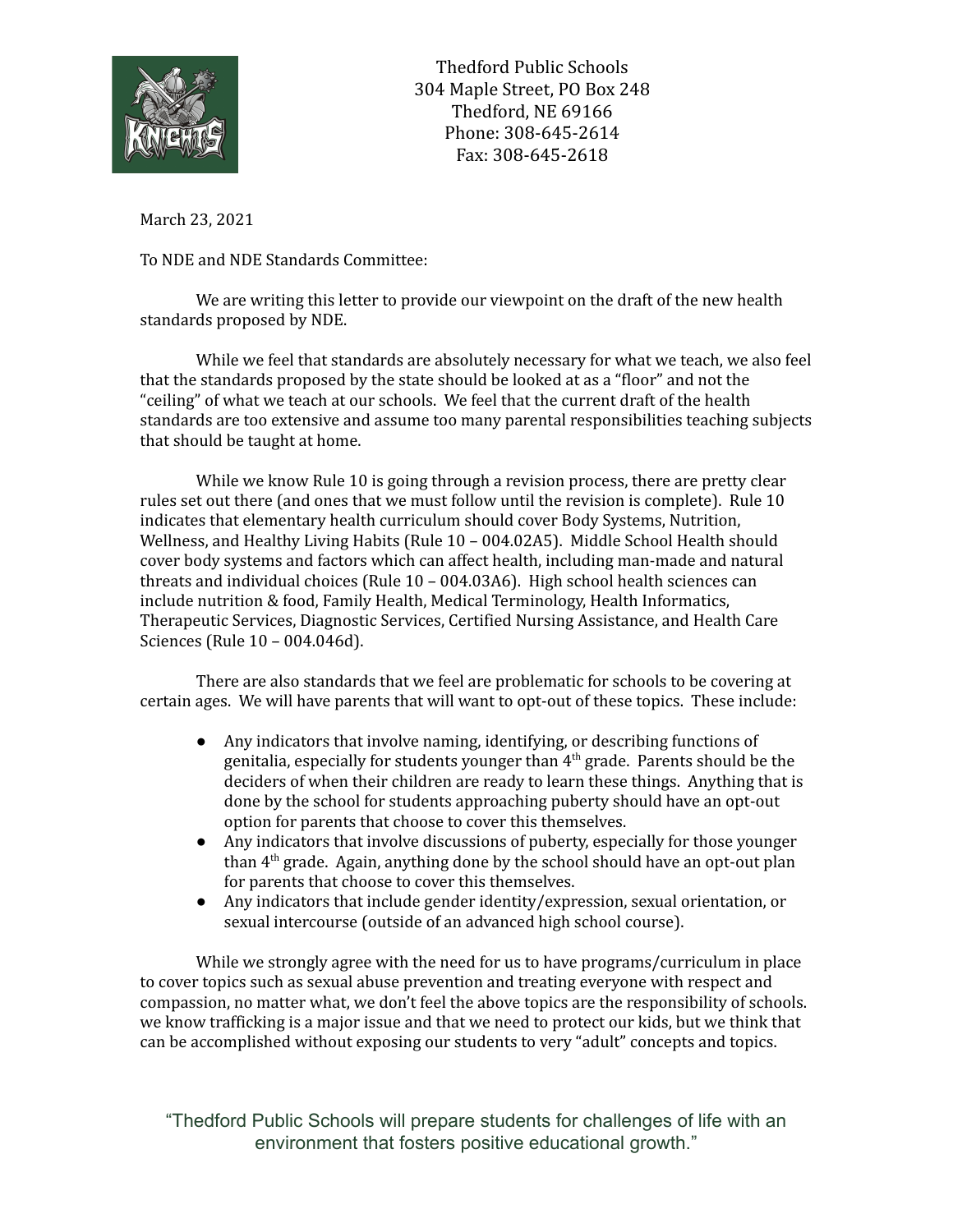Thedford Public Schools
304 Maple Street, PO Box 248
Thedford, NE 69166
Phone: 308-645-2614
Fax: 308-645-2618

March 23, 2021

To NDE and NDE Standards Committee:

We are writing this letter to provide our viewpoint on the draft of the new health standards proposed by NDE.

While we feel that standards are absolutely necessary for what we teach, we also feel that the standards proposed by the state should be looked at as a "floor" and not the "ceiling" of what we teach at our schools. We feel that the current draft of the health standards are too extensive and assume too many parental responsibilities teaching subjects that should be taught at home.

While we know Rule 10 is going through a revision process, there are pretty clear rules set out there (and ones that we must follow until the revision is complete). Rule 10 indicates that elementary health curriculum should cover Body Systems, Nutrition, Wellness, and Healthy Living Habits (Rule 10 – 004.02A5). Middle School Health should cover body systems and factors which can affect health, including man-made and natural threats and individual choices (Rule 10 – 004.03A6). High school health sciences can include nutrition & food, Family Health, Medical Terminology, Health Informatics, Therapeutic Services, Diagnostic Services, Certified Nursing Assistance, and Health Care Sciences (Rule 10 – 004.046d).

There are also standards that we feel are problematic for schools to be covering at certain ages. We will have parents that will want to opt-out of these topics. These include:

- Any indicators that involve naming, identifying, or describing functions of genitalia, especially for students younger than 4th grade. Parents should be the deciders of when their children are ready to learn these things. Anything that is done by the school for students approaching puberty should have an opt-out option for parents that choose to cover this themselves.
- Any indicators that involve discussions of puberty, especially for those younger than 4th grade. Again, anything done by the school should have an opt-out plan for parents that choose to cover this themselves.
- Any indicators that include gender identity/expression, sexual orientation, or sexual intercourse (outside of an advanced high school course).

While we strongly agree with the need for us to have programs/curriculum in place to cover topics such as sexual abuse prevention and treating everyone with respect and compassion, no matter what, we don't feel the above topics are the responsibility of schools. we know trafficking is a major issue and that we need to protect our kids, but we think that can be accomplished without exposing our students to very "adult" concepts and topics.

"Thedford Public Schools will prepare students for challenges of life with an environment that fosters positive educational growth."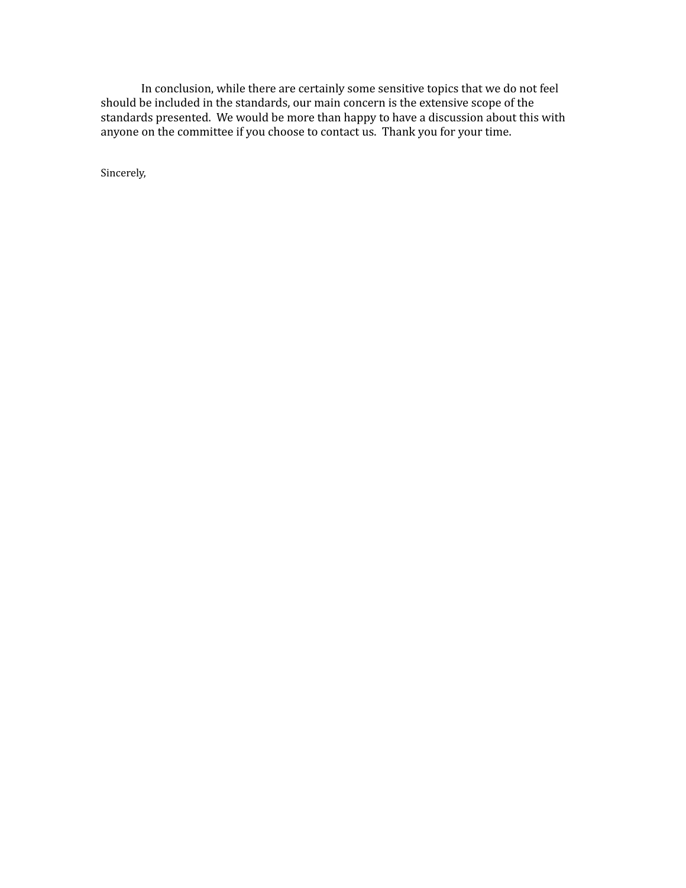In conclusion, while there are certainly some sensitive topics that we do not feel should be included in the standards, our main concern is the extensive scope of the standards presented.  We would be more than happy to have a discussion about this with anyone on the committee if you choose to contact us.  Thank you for your time.

Sincerely,